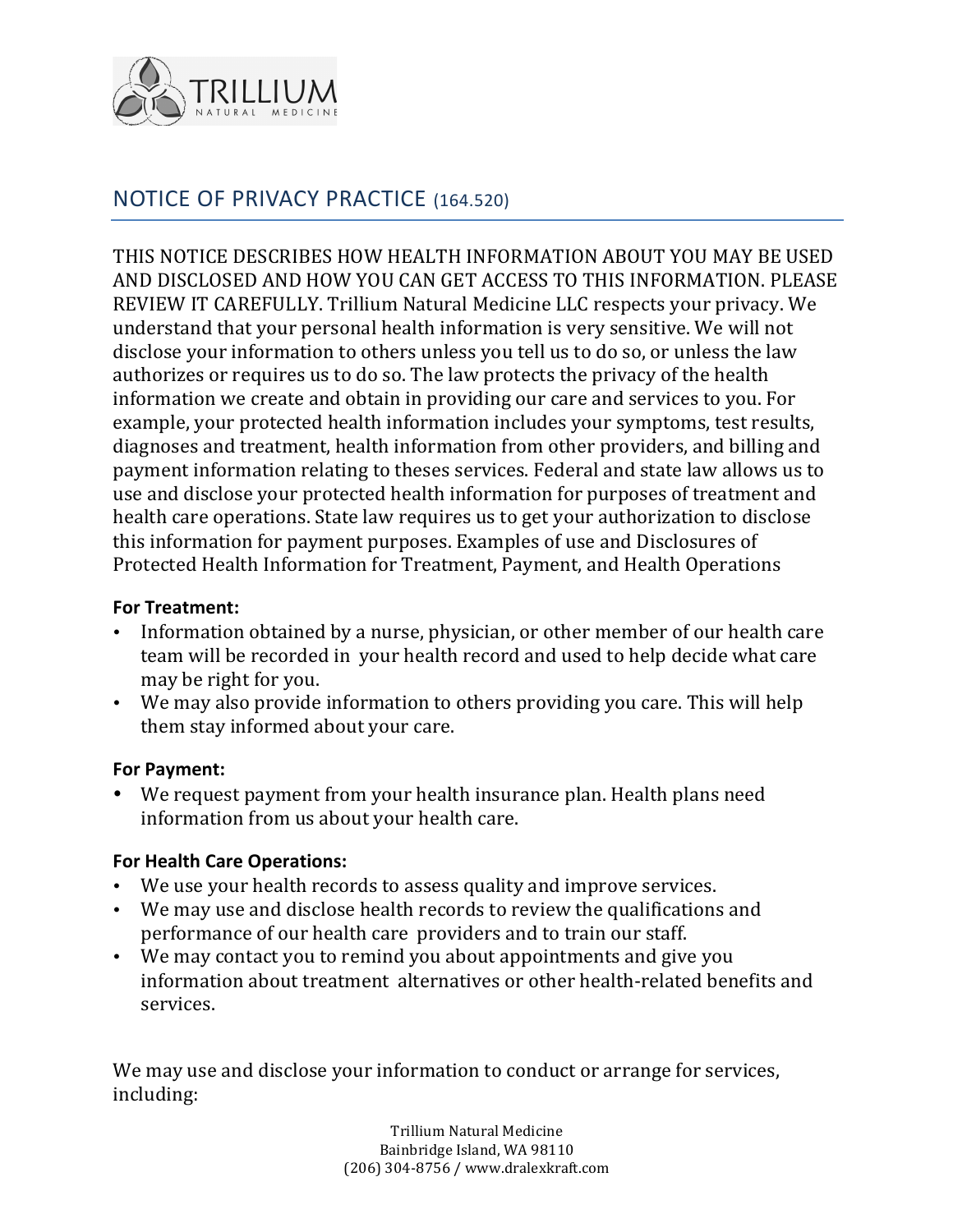TRILLIUM
NATURAL MEDICINE

# NOTICE OF PRIVACY PRACTICE (164.520)

THIS NOTICE DESCRIBES HOW HEALTH INFORMATION ABOUT YOU MAY BE USED AND DISCLOSED AND HOW YOU CAN GET ACCESS TO THIS INFORMATION. PLEASE REVIEW IT CAREFULLY. Trillium Natural Medicine LLC respects your privacy. We understand that your personal health information is very sensitive. We will not disclose your information to others unless you tell us to do so, or unless the law authorizes or requires us to do so. The law protects the privacy of the health information we create and obtain in providing our care and services to you. For example, your protected health information includes your symptoms, test results, diagnoses and treatment, health information from other providers, and billing and payment information relating to theses services. Federal and state law allows us to use and disclose your protected health information for purposes of treatment and health care operations. State law requires us to get your authorization to disclose this information for payment purposes. Examples of use and Disclosures of Protected Health Information for Treatment, Payment, and Health Operations

**For Treatment:**

- Information obtained by a nurse, physician, or other member of our health care team will be recorded in your health record and used to help decide what care may be right for you.
- We may also provide information to others providing you care. This will help them stay informed about your care.

**For Payment:**

- We request payment from your health insurance plan. Health plans need information from us about your health care.

**For Health Care Operations:**

- We use your health records to assess quality and improve services.
- We may use and disclose health records to review the qualifications and performance of our health care providers and to train our staff.
- We may contact you to remind you about appointments and give you information about treatment alternatives or other health-related benefits and services.

We may use and disclose your information to conduct or arrange for services, including:

Trillium Natural Medicine
Bainbridge Island, WA 98110
(206) 304-8756 / www.dralexkraft.com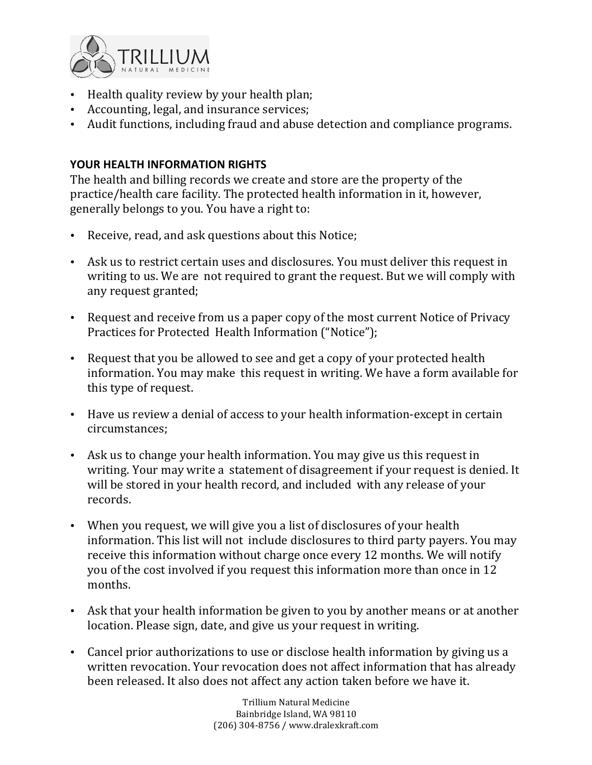- Health quality review by your health plan;
- Accounting, legal, and insurance services;
- Audit functions, including fraud and abuse detection and compliance programs.

**YOUR HEALTH INFORMATION RIGHTS**

The health and billing records we create and store are the property of the practice/health care facility. The protected health information in it, however, generally belongs to you. You have a right to:

- Receive, read, and ask questions about this Notice;
- Ask us to restrict certain uses and disclosures. You must deliver this request in writing to us. We are not required to grant the request. But we will comply with any request granted;
- Request and receive from us a paper copy of the most current Notice of Privacy Practices for Protected Health Information ("Notice");
- Request that you be allowed to see and get a copy of your protected health information. You may make this request in writing. We have a form available for this type of request.
- Have us review a denial of access to your health information-except in certain circumstances;
- Ask us to change your health information. You may give us this request in writing. Your may write a statement of disagreement if your request is denied. It will be stored in your health record, and included with any release of your records.
- When you request, we will give you a list of disclosures of your health information. This list will not include disclosures to third party payers. You may receive this information without charge once every 12 months. We will notify you of the cost involved if you request this information more than once in 12 months.
- Ask that your health information be given to you by another means or at another location. Please sign, date, and give us your request in writing.
- Cancel prior authorizations to use or disclose health information by giving us a written revocation. Your revocation does not affect information that has already been released. It also does not affect any action taken before we have it.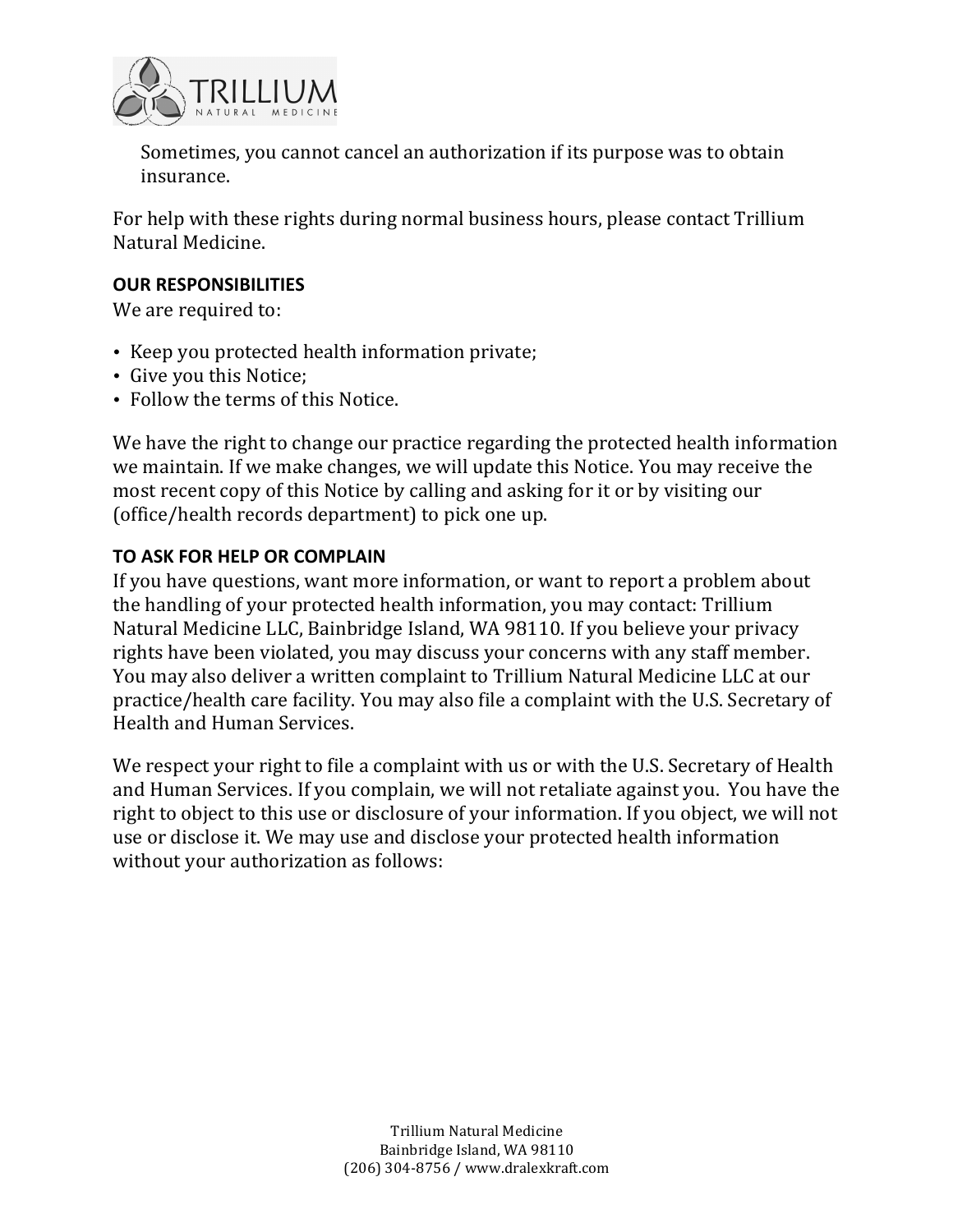Sometimes, you cannot cancel an authorization if its purpose was to obtain insurance.

For help with these rights during normal business hours, please contact Trillium Natural Medicine.

**OUR RESPONSIBILITIES**

We are required to:

- Keep you protected health information private;
- Give you this Notice;
- Follow the terms of this Notice.

We have the right to change our practice regarding the protected health information we maintain. If we make changes, we will update this Notice. You may receive the most recent copy of this Notice by calling and asking for it or by visiting our (office/health records department) to pick one up.

**TO ASK FOR HELP OR COMPLAIN**

If you have questions, want more information, or want to report a problem about the handling of your protected health information, you may contact: Trillium Natural Medicine LLC, Bainbridge Island, WA 98110. If you believe your privacy rights have been violated, you may discuss your concerns with any staff member. You may also deliver a written complaint to Trillium Natural Medicine LLC at our practice/health care facility. You may also file a complaint with the U.S. Secretary of Health and Human Services.

We respect your right to file a complaint with us or with the U.S. Secretary of Health and Human Services. If you complain, we will not retaliate against you. You have the right to object to this use or disclosure of your information. If you object, we will not use or disclose it. We may use and disclose your protected health information without your authorization as follows: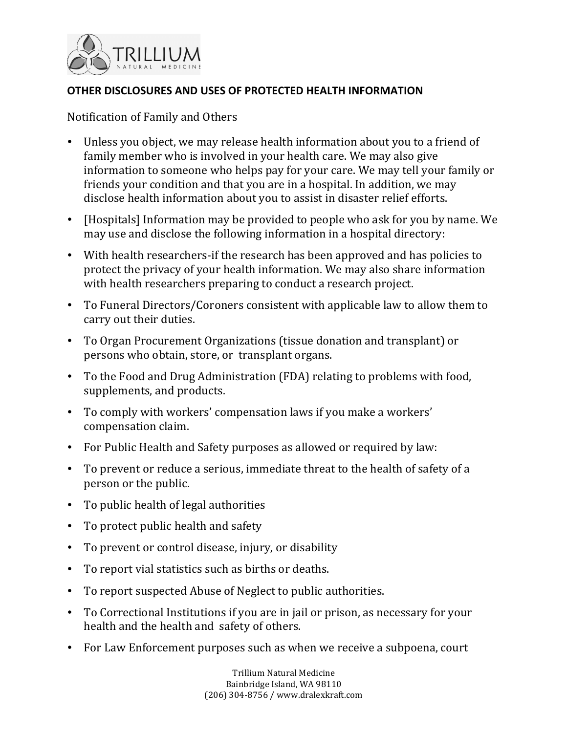## OTHER DISCLOSURES AND USES OF PROTECTED HEALTH INFORMATION

Notification of Family and Others

- Unless you object, we may release health information about you to a friend of family member who is involved in your health care. We may also give information to someone who helps pay for your care. We may tell your family or friends your condition and that you are in a hospital. In addition, we may disclose health information about you to assist in disaster relief efforts.
- [Hospitals] Information may be provided to people who ask for you by name. We may use and disclose the following information in a hospital directory:
- With health researchers-if the research has been approved and has policies to protect the privacy of your health information. We may also share information with health researchers preparing to conduct a research project.
- To Funeral Directors/Coroners consistent with applicable law to allow them to carry out their duties.
- To Organ Procurement Organizations (tissue donation and transplant) or persons who obtain, store, or transplant organs.
- To the Food and Drug Administration (FDA) relating to problems with food, supplements, and products.
- To comply with workers' compensation laws if you make a workers' compensation claim.
- For Public Health and Safety purposes as allowed or required by law:
- To prevent or reduce a serious, immediate threat to the health of safety of a person or the public.
- To public health of legal authorities
- To protect public health and safety
- To prevent or control disease, injury, or disability
- To report vial statistics such as births or deaths.
- To report suspected Abuse of Neglect to public authorities.
- To Correctional Institutions if you are in jail or prison, as necessary for your health and the health and safety of others.
- For Law Enforcement purposes such as when we receive a subpoena, court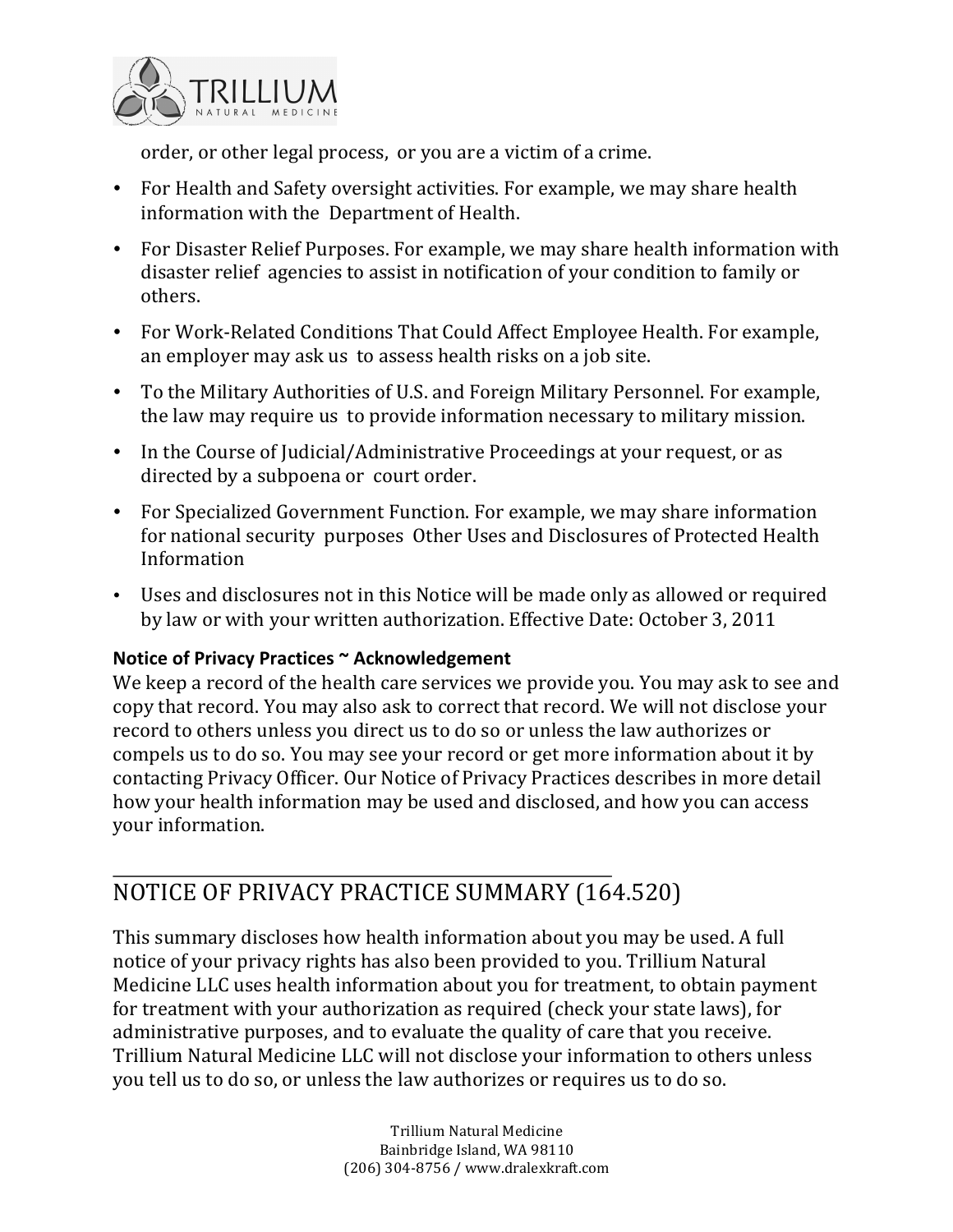order, or other legal process, or you are a victim of a crime.

- For Health and Safety oversight activities. For example, we may share health information with the Department of Health.
- For Disaster Relief Purposes. For example, we may share health information with disaster relief agencies to assist in notification of your condition to family or others.
- For Work-Related Conditions That Could Affect Employee Health. For example, an employer may ask us to assess health risks on a job site.
- To the Military Authorities of U.S. and Foreign Military Personnel. For example, the law may require us to provide information necessary to military mission.
- In the Course of Judicial/Administrative Proceedings at your request, or as directed by a subpoena or court order.
- For Specialized Government Function. For example, we may share information for national security purposes Other Uses and Disclosures of Protected Health Information
- Uses and disclosures not in this Notice will be made only as allowed or required by law or with your written authorization. Effective Date: October 3, 2011

**Notice of Privacy Practices ~ Acknowledgement**
We keep a record of the health care services we provide you. You may ask to see and copy that record. You may also ask to correct that record. We will not disclose your record to others unless you direct us to do so or unless the law authorizes or compels us to do so. You may see your record or get more information about it by contacting Privacy Officer. Our Notice of Privacy Practices describes in more detail how your health information may be used and disclosed, and how you can access your information.

---

## NOTICE OF PRIVACY PRACTICE SUMMARY (164.520)

This summary discloses how health information about you may be used. A full notice of your privacy rights has also been provided to you. Trillium Natural Medicine LLC uses health information about you for treatment, to obtain payment for treatment with your authorization as required (check your state laws), for administrative purposes, and to evaluate the quality of care that you receive. Trillium Natural Medicine LLC will not disclose your information to others unless you tell us to do so, or unless the law authorizes or requires us to do so.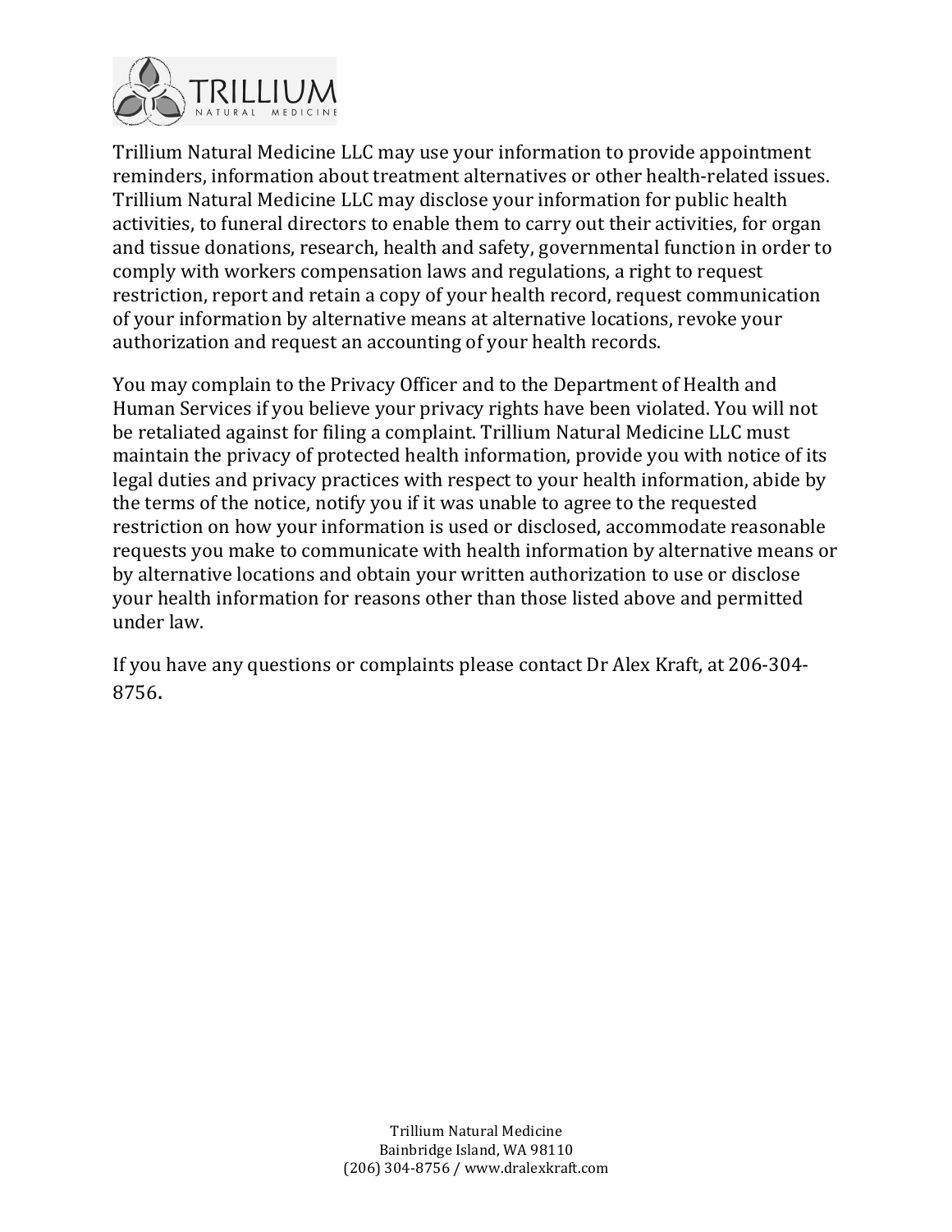Trillium Natural Medicine LLC may use your information to provide appointment reminders, information about treatment alternatives or other health-related issues. Trillium Natural Medicine LLC may disclose your information for public health activities, to funeral directors to enable them to carry out their activities, for organ and tissue donations, research, health and safety, governmental function in order to comply with workers compensation laws and regulations, a right to request restriction, report and retain a copy of your health record, request communication of your information by alternative means at alternative locations, revoke your authorization and request an accounting of your health records.

You may complain to the Privacy Officer and to the Department of Health and Human Services if you believe your privacy rights have been violated. You will not be retaliated against for filing a complaint. Trillium Natural Medicine LLC must maintain the privacy of protected health information, provide you with notice of its legal duties and privacy practices with respect to your health information, abide by the terms of the notice, notify you if it was unable to agree to the requested restriction on how your information is used or disclosed, accommodate reasonable requests you make to communicate with health information by alternative means or by alternative locations and obtain your written authorization to use or disclose your health information for reasons other than those listed above and permitted under law.

If you have any questions or complaints please contact Dr Alex Kraft, at 206-304-8756.